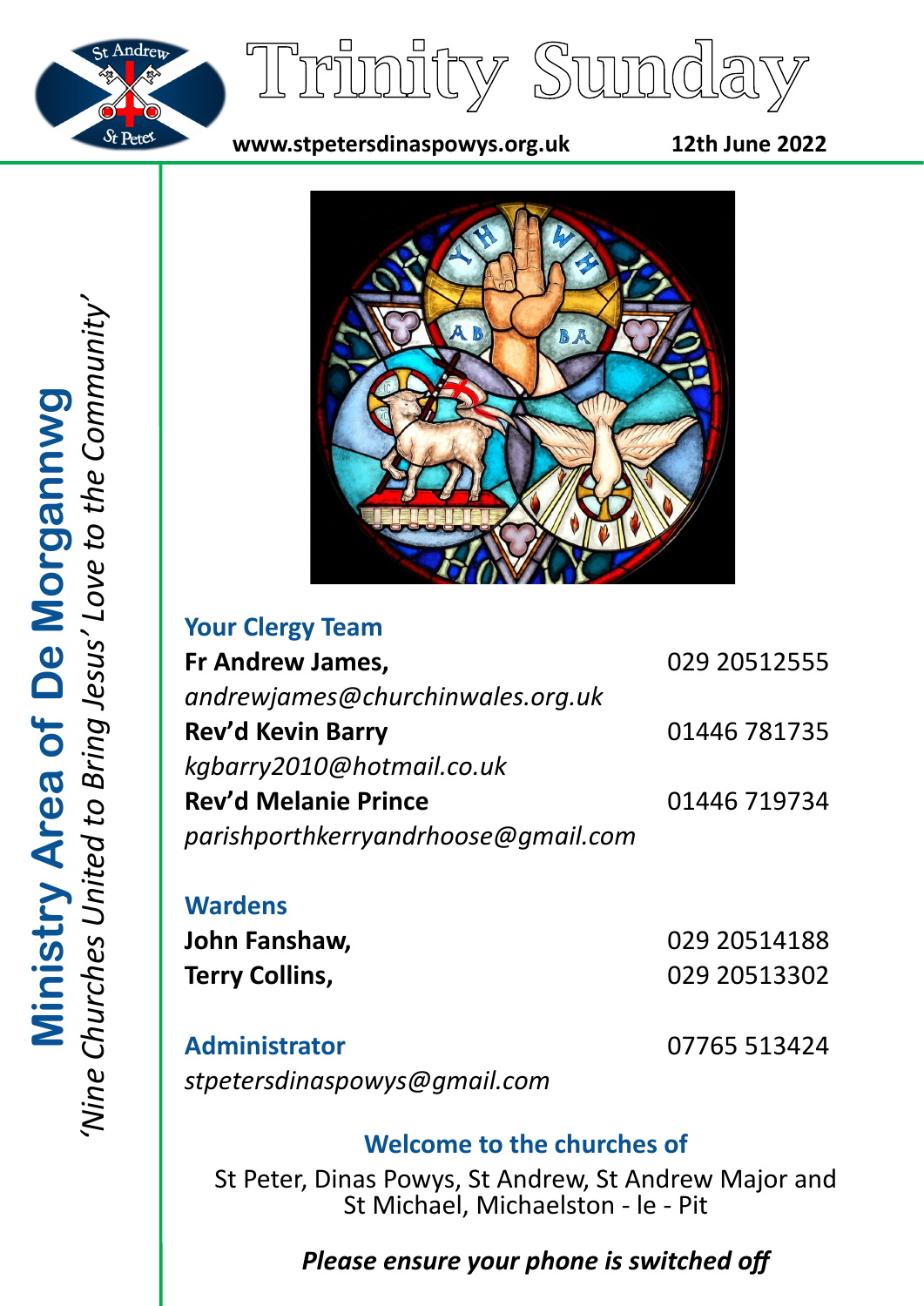# Trinity Sunday

**www.stpetersdinaspowys.org.uk** **12th June 2022**

**Ministry Area of De Morgannwg**

*'Nine Churches United to Bring Jesus' Love to the Community'*

### Your Clergy Team

**Fr Andrew James,** 029 20512555
*andrewjames@churchinwales.org.uk*

**Rev'd Kevin Barry** 01446 781735
*kgbarry2010@hotmail.co.uk*

**Rev'd Melanie Prince** 01446 719734
*parishporthkerryandrhoose@gmail.com*

### Wardens

**John Fanshaw,** 029 20514188
**Terry Collins,** 029 20513302

### Administrator

07765 513424
*stpetersdinaspowys@gmail.com*

### Welcome to the churches of

St Peter, Dinas Powys, St Andrew, St Andrew Major and St Michael, Michaelston - le - Pit

***Please ensure your phone is switched off***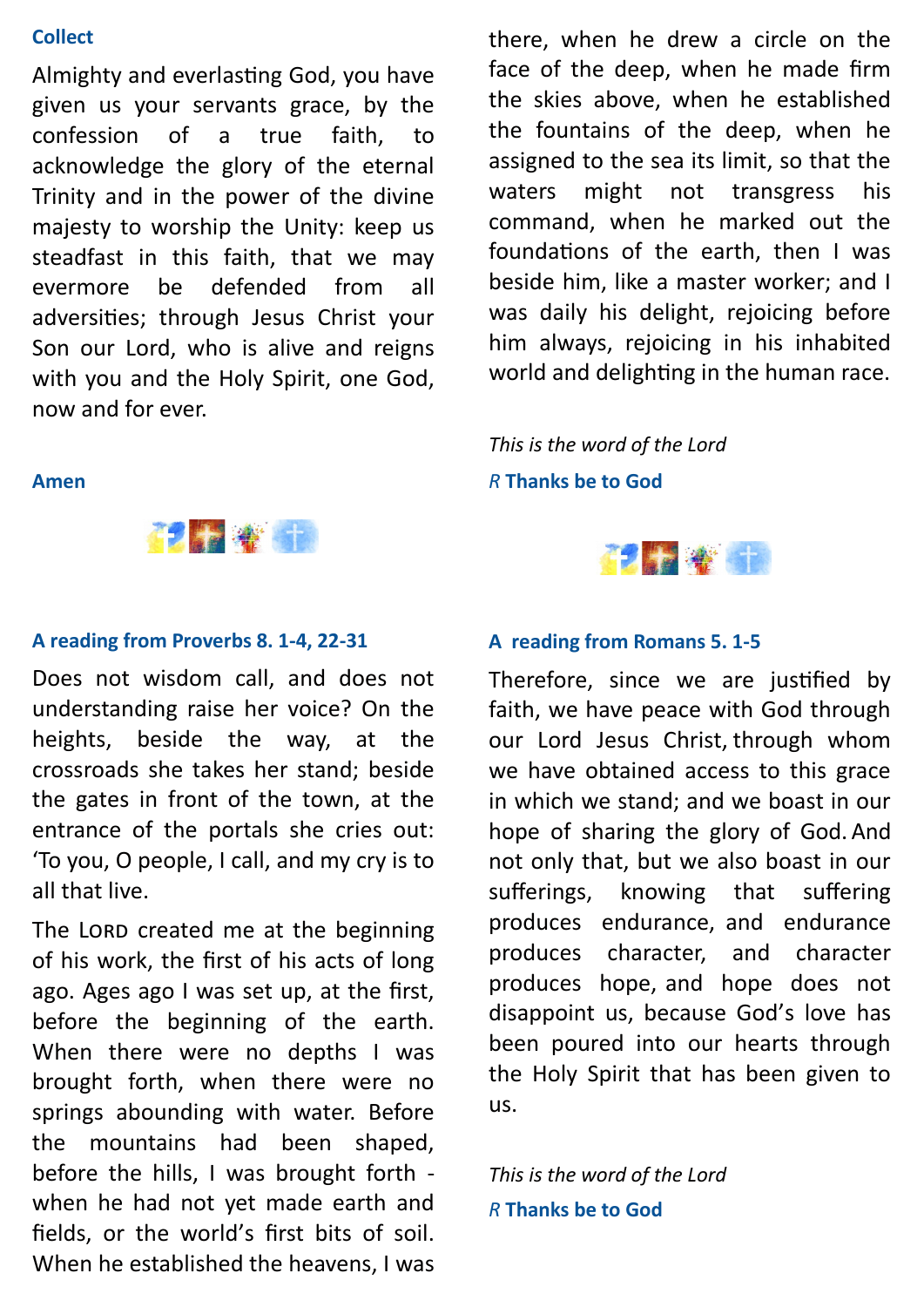### Collect

Almighty and everlasting God, you have given us your servants grace, by the confession of a true faith, to acknowledge the glory of the eternal Trinity and in the power of the divine majesty to worship the Unity: keep us steadfast in this faith, that we may evermore be defended from all adversities; through Jesus Christ your Son our Lord, who is alive and reigns with you and the Holy Spirit, one God, now and for ever.

**Amen**

### A reading from Proverbs 8. 1-4, 22-31

Does not wisdom call, and does not understanding raise her voice? On the heights, beside the way, at the crossroads she takes her stand; beside the gates in front of the town, at the entrance of the portals she cries out: 'To you, O people, I call, and my cry is to all that live.

The LORD created me at the beginning of his work, the first of his acts of long ago. Ages ago I was set up, at the first, before the beginning of the earth. When there were no depths I was brought forth, when there were no springs abounding with water. Before the mountains had been shaped, before the hills, I was brought forth - when he had not yet made earth and fields, or the world's first bits of soil. When he established the heavens, I was there, when he drew a circle on the face of the deep, when he made firm the skies above, when he established the fountains of the deep, when he assigned to the sea its limit, so that the waters might not transgress his command, when he marked out the foundations of the earth, then I was beside him, like a master worker; and I was daily his delight, rejoicing before him always, rejoicing in his inhabited world and delighting in the human race.

*This is the word of the Lord*

*R* **Thanks be to God**

### A reading from Romans 5. 1-5

Therefore, since we are justified by faith, we have peace with God through our Lord Jesus Christ, through whom we have obtained access to this grace in which we stand; and we boast in our hope of sharing the glory of God. And not only that, but we also boast in our sufferings, knowing that suffering produces endurance, and endurance produces character, and character produces hope, and hope does not disappoint us, because God's love has been poured into our hearts through the Holy Spirit that has been given to us.

*This is the word of the Lord*

*R* **Thanks be to God**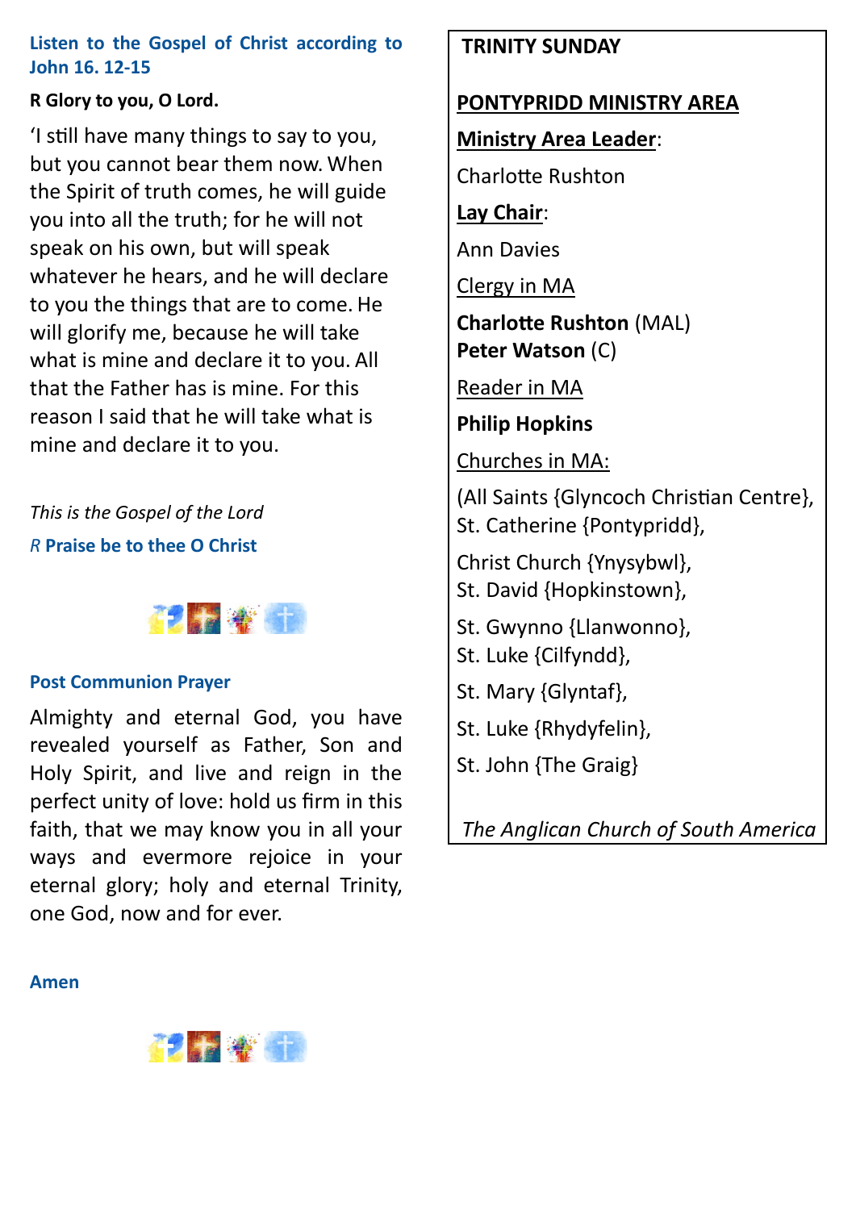**Listen to the Gospel of Christ according to John 16. 12-15**

**R Glory to you, O Lord.**

'I still have many things to say to you, but you cannot bear them now. When the Spirit of truth comes, he will guide you into all the truth; for he will not speak on his own, but will speak whatever he hears, and he will declare to you the things that are to come. He will glorify me, because he will take what is mine and declare it to you. All that the Father has is mine. For this reason I said that he will take what is mine and declare it to you.

*This is the Gospel of the Lord*

*R* **Praise be to thee O Christ**

**Post Communion Prayer**

Almighty and eternal God, you have revealed yourself as Father, Son and Holy Spirit, and live and reign in the perfect unity of love: hold us firm in this faith, that we may know you in all your ways and evermore rejoice in your eternal glory; holy and eternal Trinity, one God, now and for ever.

**Amen**

**TRINITY SUNDAY**

**PONTYPRIDD MINISTRY AREA**

**Ministry Area Leader**:

Charlotte Rushton

**Lay Chair**:

Ann Davies

Clergy in MA

**Charlotte Rushton** (MAL)
**Peter Watson** (C)

Reader in MA

**Philip Hopkins**

Churches in MA:

(All Saints {Glyncoch Christian Centre}, St. Catherine {Pontypridd},

Christ Church {Ynysybwl},
St. David {Hopkinstown},

St. Gwynno {Llanwonno},
St. Luke {Cilfyndd},

St. Mary {Glyntaf},

St. Luke {Rhydyfelin},

St. John {The Graig}

*The Anglican Church of South America*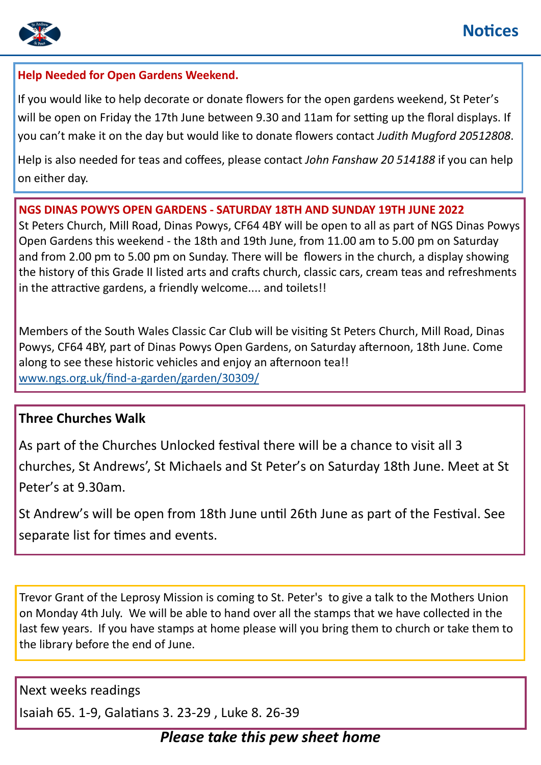# Notices

**Help Needed for Open Gardens Weekend.**

If you would like to help decorate or donate flowers for the open gardens weekend, St Peter's will be open on Friday the 17th June between 9.30 and 11am for setting up the floral displays. If you can't make it on the day but would like to donate flowers contact *Judith Mugford 20512808*.

Help is also needed for teas and coffees, please contact *John Fanshaw 20 514188* if you can help on either day.

**NGS DINAS POWYS OPEN GARDENS - SATURDAY 18TH AND SUNDAY 19TH JUNE 2022**

St Peters Church, Mill Road, Dinas Powys, CF64 4BY will be open to all as part of NGS Dinas Powys Open Gardens this weekend - the 18th and 19th June, from 11.00 am to 5.00 pm on Saturday and from 2.00 pm to 5.00 pm on Sunday. There will be flowers in the church, a display showing the history of this Grade II listed arts and crafts church, classic cars, cream teas and refreshments in the attractive gardens, a friendly welcome.... and toilets!!

Members of the South Wales Classic Car Club will be visiting St Peters Church, Mill Road, Dinas Powys, CF64 4BY, part of Dinas Powys Open Gardens, on Saturday afternoon, 18th June. Come along to see these historic vehicles and enjoy an afternoon tea!!
www.ngs.org.uk/find-a-garden/garden/30309/

**Three Churches Walk**

As part of the Churches Unlocked festival there will be a chance to visit all 3 churches, St Andrews', St Michaels and St Peter's on Saturday 18th June. Meet at St Peter's at 9.30am.

St Andrew's will be open from 18th June until 26th June as part of the Festival. See separate list for times and events.

Trevor Grant of the Leprosy Mission is coming to St. Peter's to give a talk to the Mothers Union on Monday 4th July. We will be able to hand over all the stamps that we have collected in the last few years. If you have stamps at home please will you bring them to church or take them to the library before the end of June.

Next weeks readings

Isaiah 65. 1-9, Galatians 3. 23-29 , Luke 8. 26-39

***Please take this pew sheet home***